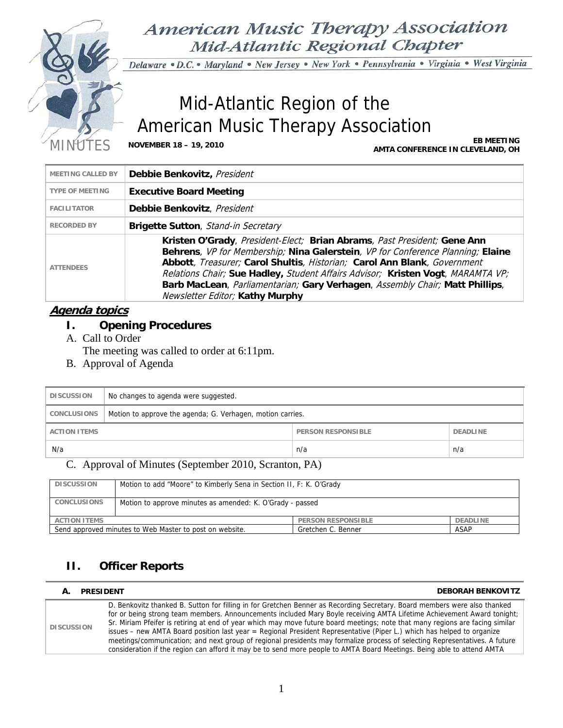# American Music Therapy Association
## Mid-Atlantic Regional Chapter

*Delaware • D.C. • Maryland • New Jersey • New York • Pennsylvania • Virginia • West Virginia*

# Mid-Atlantic Region of the American Music Therapy Association

MINUTES **NOVEMBER 18 – 19, 2010** **EB MEETING AMTA CONFERENCE IN CLEVELAND, OH**

| | |
|---|---|
| MEETING CALLED BY | **Debbie Benkovitz,** *President* |
| TYPE OF MEETING | **Executive Board Meeting** |
| FACILITATOR | **Debbie Benkovitz**, *President* |
| RECORDED BY | **Brigette Sutton**, *Stand-in Secretary* |
| ATTENDEES | **Kristen O'Grady**, *President-Elect;* **Brian Abrams**, *Past President;* **Gene Ann Behrens**, *VP for Membership;* **Nina Galerstein**, *VP for Conference Planning;* **Elaine Abbott**, *Treasurer;* **Carol Shultis**, *Historian;* **Carol Ann Blank**, *Government Relations Chair;* **Sue Hadley,** *Student Affairs Advisor;* **Kristen Vogt**, *MARAMTA VP;* **Barb MacLean**, *Parliamentarian;* **Gary Verhagen**, *Assembly Chair;* **Matt Phillips**, *Newsletter Editor;* **Kathy Murphy** |

***Agenda topics***

## I. Opening Procedures

A. Call to Order
The meeting was called to order at 6:11pm.

B. Approval of Agenda

| DISCUSSION | No changes to agenda were suggested. | |
|---|---|---|
| CONCLUSIONS | Motion to approve the agenda; G. Verhagen, motion carries. | |
| **ACTION ITEMS** | **PERSON RESPONSIBLE** | **DEADLINE** |
| N/a | n/a | n/a |

C. Approval of Minutes (September 2010, Scranton, PA)

| DISCUSSION | Motion to add "Moore" to Kimberly Sena in Section II, F: K. O'Grady | |
|---|---|---|
| CONCLUSIONS | Motion to approve minutes as amended: K. O'Grady - passed | |
| **ACTION ITEMS** | **PERSON RESPONSIBLE** | **DEADLINE** |
| Send approved minutes to Web Master to post on website. | Gretchen C. Benner | ASAP |

## II. Officer Reports

### A. PRESIDENT — DEBORAH BENKOVITZ

| | |
|---|---|
| DISCUSSION | D. Benkovitz thanked B. Sutton for filling in for Gretchen Benner as Recording Secretary. Board members were also thanked for or being strong team members. Announcements included Mary Boyle receiving AMTA Lifetime Achievement Award tonight; Sr. Miriam Pfeifer is retiring at end of year which may move future board meetings; note that many regions are facing similar issues – new AMTA Board position last year = Regional President Representative (Piper L.) which has helped to organize meetings/communication; and next group of regional presidents may formalize process of selecting Representatives. A future consideration if the region can afford it may be to send more people to AMTA Board Meetings. Being able to attend AMTA |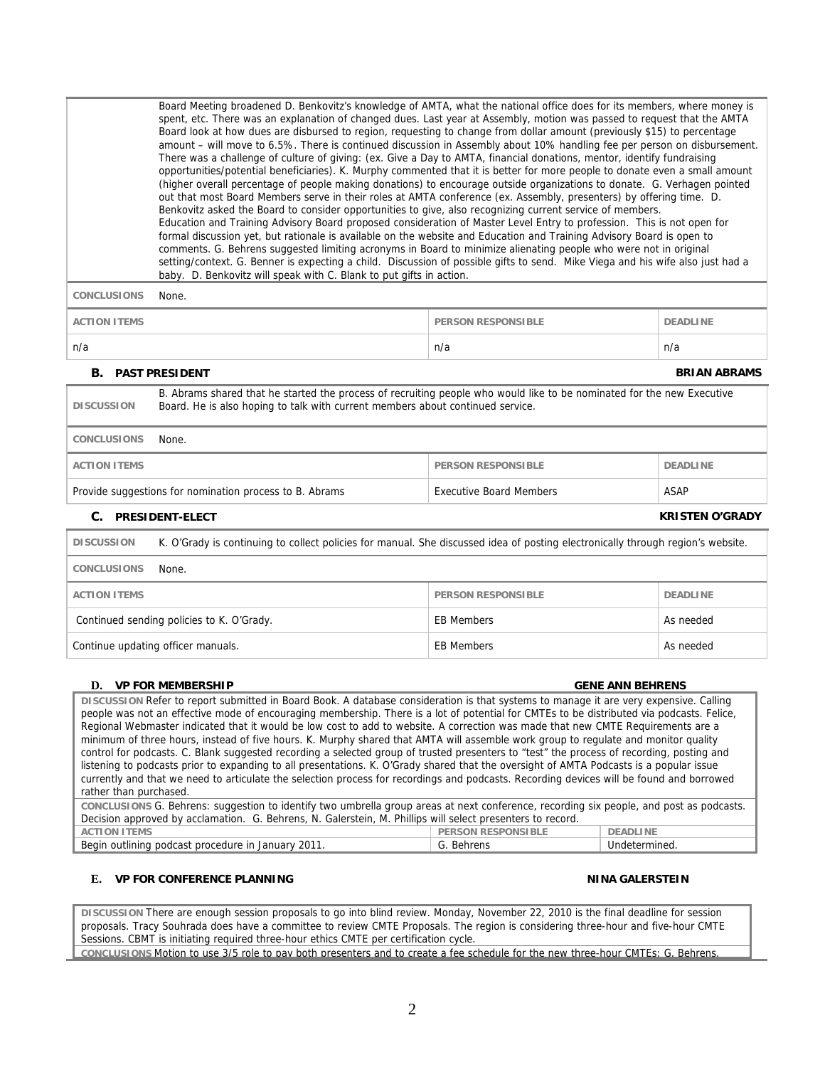| | |
|---|---|
| | Board Meeting broadened D. Benkovitz's knowledge of AMTA, what the national office does for its members, where money is spent, etc. There was an explanation of changed dues. Last year at Assembly, motion was passed to request that the AMTA Board look at how dues are disbursed to region, requesting to change from dollar amount (previously $15) to percentage amount – will move to 6.5%. There is continued discussion in Assembly about 10% handling fee per person on disbursement. There was a challenge of culture of giving: (ex. Give a Day to AMTA, financial donations, mentor, identify fundraising opportunities/potential beneficiaries). K. Murphy commented that it is better for more people to donate even a small amount (higher overall percentage of people making donations) to encourage outside organizations to donate. G. Verhagen pointed out that most Board Members serve in their roles at AMTA conference (ex. Assembly, presenters) by offering time. D. Benkovitz asked the Board to consider opportunities to give, also recognizing current service of members. Education and Training Advisory Board proposed consideration of Master Level Entry to profession. This is not open for formal discussion yet, but rationale is available on the website and Education and Training Advisory Board is open to comments. G. Behrens suggested limiting acronyms in Board to minimize alienating people who were not in original setting/context. G. Benner is expecting a child. Discussion of possible gifts to send. Mike Viega and his wife also just had a baby. D. Benkovitz will speak with C. Blank to put gifts in action. |
| **CONCLUSIONS** | None. |

| ACTION ITEMS | PERSON RESPONSIBLE | DEADLINE |
|---|---|---|
| n/a | n/a | n/a |

### B. PAST PRESIDENT — BRIAN ABRAMS

| | |
|---|---|
| **DISCUSSION** | B. Abrams shared that he started the process of recruiting people who would like to be nominated for the new Executive Board. He is also hoping to talk with current members about continued service. |
| **CONCLUSIONS** | None. |

| ACTION ITEMS | PERSON RESPONSIBLE | DEADLINE |
|---|---|---|
| Provide suggestions for nomination process to B. Abrams | Executive Board Members | ASAP |

### C. PRESIDENT-ELECT — KRISTEN O'GRADY

| | |
|---|---|
| **DISCUSSION** | K. O'Grady is continuing to collect policies for manual. She discussed idea of posting electronically through region's website. |
| **CONCLUSIONS** | None. |

| ACTION ITEMS | PERSON RESPONSIBLE | DEADLINE |
|---|---|---|
| Continued sending policies to K. O'Grady. | EB Members | As needed |
| Continue updating officer manuals. | EB Members | As needed |

### D. VP FOR MEMBERSHIP — GENE ANN BEHRENS

**DISCUSSION** Refer to report submitted in Board Book. A database consideration is that systems to manage it are very expensive. Calling people was not an effective mode of encouraging membership. There is a lot of potential for CMTEs to be distributed via podcasts. Felice, Regional Webmaster indicated that it would be low cost to add to website. A correction was made that new CMTE Requirements are a minimum of three hours, instead of five hours. K. Murphy shared that AMTA will assemble work group to regulate and monitor quality control for podcasts. C. Blank suggested recording a selected group of trusted presenters to "test" the process of recording, posting and listening to podcasts prior to expanding to all presentations. K. O'Grady shared that the oversight of AMTA Podcasts is a popular issue currently and that we need to articulate the selection process for recordings and podcasts. Recording devices will be found and borrowed rather than purchased.

**CONCLUSIONS** G. Behrens: suggestion to identify two umbrella group areas at next conference, recording six people, and post as podcasts. Decision approved by acclamation. G. Behrens, N. Galerstein, M. Phillips will select presenters to record.

| ACTION ITEMS | PERSON RESPONSIBLE | DEADLINE |
|---|---|---|
| Begin outlining podcast procedure in January 2011. | G. Behrens | Undetermined. |

### E. VP FOR CONFERENCE PLANNING — NINA GALERSTEIN

**DISCUSSION** There are enough session proposals to go into blind review. Monday, November 22, 2010 is the final deadline for session proposals. Tracy Souhrada does have a committee to review CMTE Proposals. The region is considering three-hour and five-hour CMTE Sessions. CBMT is initiating required three-hour ethics CMTE per certification cycle.

**CONCLUSIONS** Motion to use 3/5 role to pay both presenters and to create a fee schedule for the new three-hour CMTEs: G. Behrens,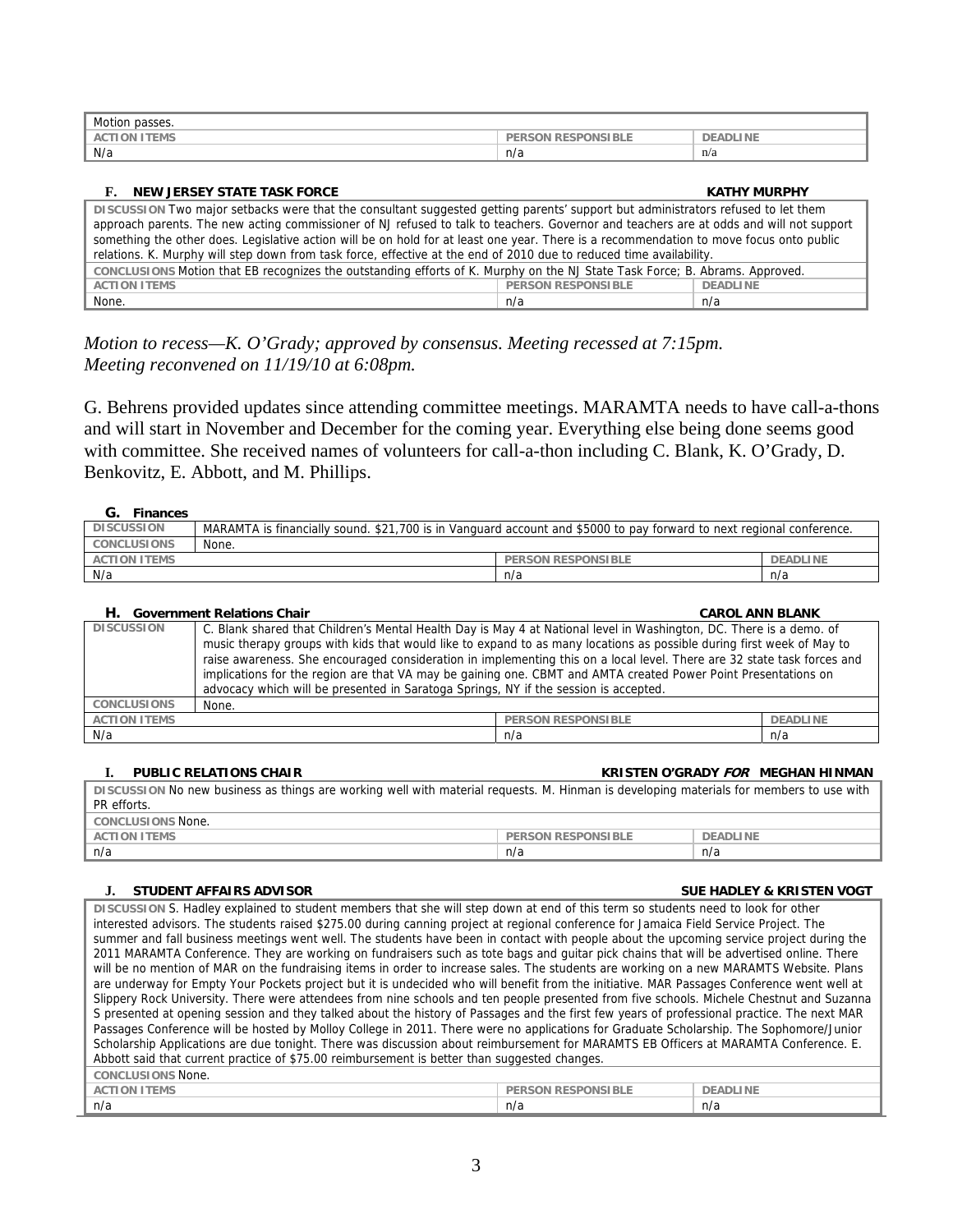| Motion passes. | | |
|---|---|---|
| ACTION ITEMS | PERSON RESPONSIBLE | DEADLINE |
| N/a | n/a | n/a |

**F. NEW JERSEY STATE TASK FORCE** **KATHY MURPHY**

| DISCUSSION Two major setbacks were that the consultant suggested getting parents' support but administrators refused to let them approach parents. The new acting commissioner of NJ refused to talk to teachers. Governor and teachers are at odds and will not support something the other does. Legislative action will be on hold for at least one year. There is a recommendation to move focus onto public relations. K. Murphy will step down from task force, effective at the end of 2010 due to reduced time availability. | | |
|---|---|---|
| CONCLUSIONS Motion that EB recognizes the outstanding efforts of K. Murphy on the NJ State Task Force; B. Abrams. Approved. | | |
| ACTION ITEMS | PERSON RESPONSIBLE | DEADLINE |
| None. | n/a | n/a |

*Motion to recess—K. O'Grady; approved by consensus. Meeting recessed at 7:15pm.*
*Meeting reconvened on 11/19/10 at 6:08pm.*

G. Behrens provided updates since attending committee meetings. MARAMTA needs to have call-a-thons and will start in November and December for the coming year. Everything else being done seems good with committee. She received names of volunteers for call-a-thon including C. Blank, K. O'Grady, D. Benkovitz, E. Abbott, and M. Phillips.

**G. Finances**

| DISCUSSION | MARAMTA is financially sound. $21,700 is in Vanguard account and $5000 to pay forward to next regional conference. | |
|---|---|---|
| CONCLUSIONS | None. | |
| ACTION ITEMS | PERSON RESPONSIBLE | DEADLINE |
| N/a | n/a | n/a |

**H. Government Relations Chair** **CAROL ANN BLANK**

| DISCUSSION | C. Blank shared that Children's Mental Health Day is May 4 at National level in Washington, DC. There is a demo. of music therapy groups with kids that would like to expand to as many locations as possible during first week of May to raise awareness. She encouraged consideration in implementing this on a local level. There are 32 state task forces and implications for the region are that VA may be gaining one. CBMT and AMTA created Power Point Presentations on advocacy which will be presented in Saratoga Springs, NY if the session is accepted. | |
|---|---|---|
| CONCLUSIONS | None. | |
| ACTION ITEMS | PERSON RESPONSIBLE | DEADLINE |
| N/a | n/a | n/a |

**I. PUBLIC RELATIONS CHAIR** **KRISTEN O'GRADY *FOR* MEGHAN HINMAN**

| DISCUSSION No new business as things are working well with material requests. M. Hinman is developing materials for members to use with PR efforts. | | |
|---|---|---|
| CONCLUSIONS None. | | |
| ACTION ITEMS | PERSON RESPONSIBLE | DEADLINE |
| n/a | n/a | n/a |

**J. STUDENT AFFAIRS ADVISOR** **SUE HADLEY & KRISTEN VOGT**

| DISCUSSION S. Hadley explained to student members that she will step down at end of this term so students need to look for other interested advisors. The students raised $275.00 during canning project at regional conference for Jamaica Field Service Project. The summer and fall business meetings went well. The students have been in contact with people about the upcoming service project during the 2011 MARAMTA Conference. They are working on fundraisers such as tote bags and guitar pick chains that will be advertised online. There will be no mention of MAR on the fundraising items in order to increase sales. The students are working on a new MARAMTS Website. Plans are underway for Empty Your Pockets project but it is undecided who will benefit from the initiative. MAR Passages Conference went well at Slippery Rock University. There were attendees from nine schools and ten people presented from five schools. Michele Chestnut and Suzanna S presented at opening session and they talked about the history of Passages and the first few years of professional practice. The next MAR Passages Conference will be hosted by Molloy College in 2011. There were no applications for Graduate Scholarship. The Sophomore/Junior Scholarship Applications are due tonight. There was discussion about reimbursement for MARAMTS EB Officers at MARAMTA Conference. E. Abbott said that current practice of $75.00 reimbursement is better than suggested changes. | | |
|---|---|---|
| CONCLUSIONS None. | | |
| ACTION ITEMS | PERSON RESPONSIBLE | DEADLINE |
| n/a | n/a | n/a |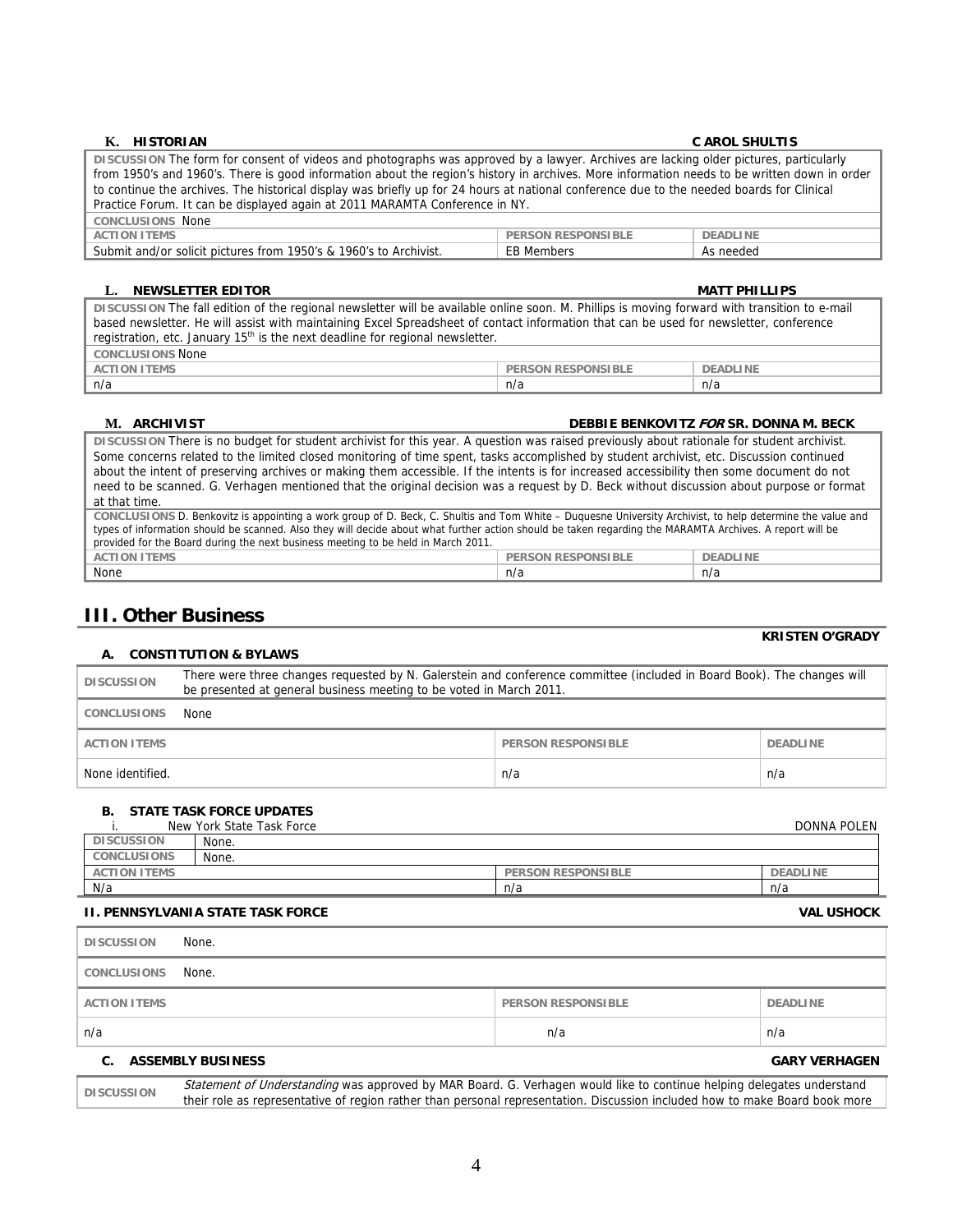### K. HISTORIAN — CAROL SHULTIS

**DISCUSSION** The form for consent of videos and photographs was approved by a lawyer. Archives are lacking older pictures, particularly from 1950's and 1960's. There is good information about the region's history in archives. More information needs to be written down in order to continue the archives. The historical display was briefly up for 24 hours at national conference due to the needed boards for Clinical Practice Forum. It can be displayed again at 2011 MARAMTA Conference in NY.

**CONCLUSIONS** None

| ACTION ITEMS | PERSON RESPONSIBLE | DEADLINE |
|---|---|---|
| Submit and/or solicit pictures from 1950's & 1960's to Archivist. | EB Members | As needed |

### L. NEWSLETTER EDITOR — MATT PHILLIPS

**DISCUSSION** The fall edition of the regional newsletter will be available online soon. M. Phillips is moving forward with transition to e-mail based newsletter. He will assist with maintaining Excel Spreadsheet of contact information that can be used for newsletter, conference registration, etc. January 15th is the next deadline for regional newsletter.

**CONCLUSIONS** None

| ACTION ITEMS | PERSON RESPONSIBLE | DEADLINE |
|---|---|---|
| n/a | n/a | n/a |

### M. ARCHIVIST — DEBBIE BENKOVITZ *FOR* SR. DONNA M. BECK

**DISCUSSION** There is no budget for student archivist for this year. A question was raised previously about rationale for student archivist. Some concerns related to the limited closed monitoring of time spent, tasks accomplished by student archivist, etc. Discussion continued about the intent of preserving archives or making them accessible. If the intents is for increased accessibility then some document do not need to be scanned. G. Verhagen mentioned that the original decision was a request by D. Beck without discussion about purpose or format at that time.

**CONCLUSIONS** D. Benkovitz is appointing a work group of D. Beck, C. Shultis and Tom White – Duquesne University Archivist, to help determine the value and types of information should be scanned. Also they will decide about what further action should be taken regarding the MARAMTA Archives. A report will be provided for the Board during the next business meeting to be held in March 2011.

| ACTION ITEMS | PERSON RESPONSIBLE | DEADLINE |
|---|---|---|
| None | n/a | n/a |

## III. Other Business

### A. CONSTITUTION & BYLAWS — KRISTEN O'GRADY

**DISCUSSION** There were three changes requested by N. Galerstein and conference committee (included in Board Book). The changes will be presented at general business meeting to be voted in March 2011.

**CONCLUSIONS** None

| ACTION ITEMS | PERSON RESPONSIBLE | DEADLINE |
|---|---|---|
| None identified. | n/a | n/a |

### B. STATE TASK FORCE UPDATES

#### i. New York State Task Force — DONNA POLEN

**DISCUSSION** None.

**CONCLUSIONS** None.

| ACTION ITEMS | PERSON RESPONSIBLE | DEADLINE |
|---|---|---|
| N/a | n/a | n/a |

#### II. PENNSYLVANIA STATE TASK FORCE — VAL USHOCK

**DISCUSSION** None.

**CONCLUSIONS** None.

| ACTION ITEMS | PERSON RESPONSIBLE | DEADLINE |
|---|---|---|
| n/a | n/a | n/a |

### C. ASSEMBLY BUSINESS — GARY VERHAGEN

**DISCUSSION** *Statement of Understanding* was approved by MAR Board. G. Verhagen would like to continue helping delegates understand their role as representative of region rather than personal representation. Discussion included how to make Board book more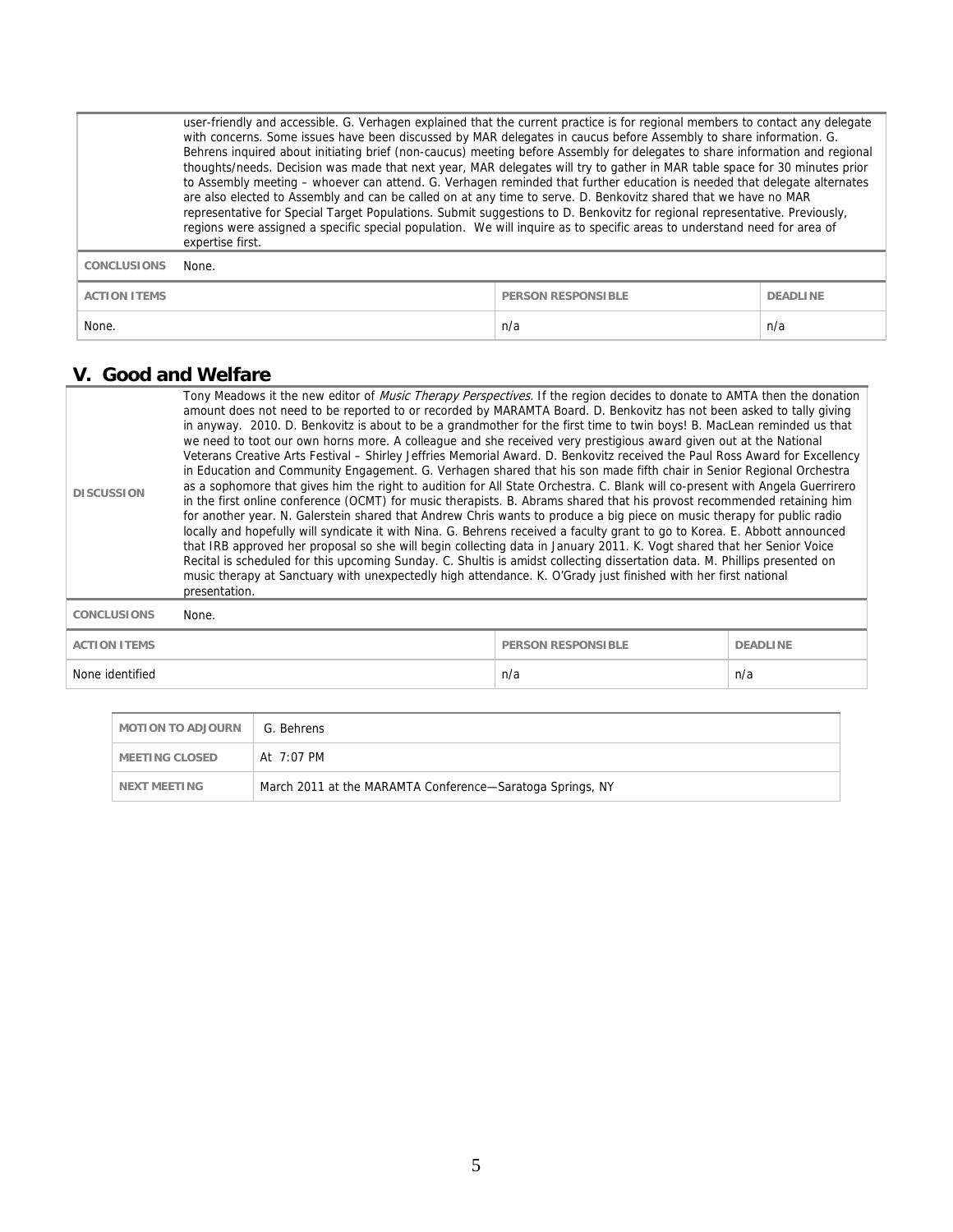| | | | |
|---|---|---|---|
| | user-friendly and accessible. G. Verhagen explained that the current practice is for regional members to contact any delegate with concerns. Some issues have been discussed by MAR delegates in caucus before Assembly to share information. G. Behrens inquired about initiating brief (non-caucus) meeting before Assembly for delegates to share information and regional thoughts/needs. Decision was made that next year, MAR delegates will try to gather in MAR table space for 30 minutes prior to Assembly meeting – whoever can attend. G. Verhagen reminded that further education is needed that delegate alternates are also elected to Assembly and can be called on at any time to serve. D. Benkovitz shared that we have no MAR representative for Special Target Populations. Submit suggestions to D. Benkovitz for regional representative. Previously, regions were assigned a specific special population. We will inquire as to specific areas to understand need for area of expertise first. | | |
| CONCLUSIONS | None. | | |
| ACTION ITEMS | | PERSON RESPONSIBLE | DEADLINE |
| None. | | n/a | n/a |

## V. Good and Welfare

| | | | |
|---|---|---|---|
| DISCUSSION | Tony Meadows it the new editor of *Music Therapy Perspectives*. If the region decides to donate to AMTA then the donation amount does not need to be reported to or recorded by MARAMTA Board. D. Benkovitz has not been asked to tally giving in anyway. 2010. D. Benkovitz is about to be a grandmother for the first time to twin boys! B. MacLean reminded us that we need to toot our own horns more. A colleague and she received very prestigious award given out at the National Veterans Creative Arts Festival – Shirley Jeffries Memorial Award. D. Benkovitz received the Paul Ross Award for Excellency in Education and Community Engagement. G. Verhagen shared that his son made fifth chair in Senior Regional Orchestra as a sophomore that gives him the right to audition for All State Orchestra. C. Blank will co-present with Angela Guerrirero in the first online conference (OCMT) for music therapists. B. Abrams shared that his provost recommended retaining him for another year. N. Galerstein shared that Andrew Chris wants to produce a big piece on music therapy for public radio locally and hopefully will syndicate it with Nina. G. Behrens received a faculty grant to go to Korea. E. Abbott announced that IRB approved her proposal so she will begin collecting data in January 2011. K. Vogt shared that her Senior Voice Recital is scheduled for this upcoming Sunday. C. Shultis is amidst collecting dissertation data. M. Phillips presented on music therapy at Sanctuary with unexpectedly high attendance. K. O'Grady just finished with her first national presentation. | | |
| CONCLUSIONS | None. | | |
| ACTION ITEMS | | PERSON RESPONSIBLE | DEADLINE |
| None identified | | n/a | n/a |

| | |
|---|---|
| MOTION TO ADJOURN | G. Behrens |
| MEETING CLOSED | At 7:07 PM |
| NEXT MEETING | March 2011 at the MARAMTA Conference—Saratoga Springs, NY |